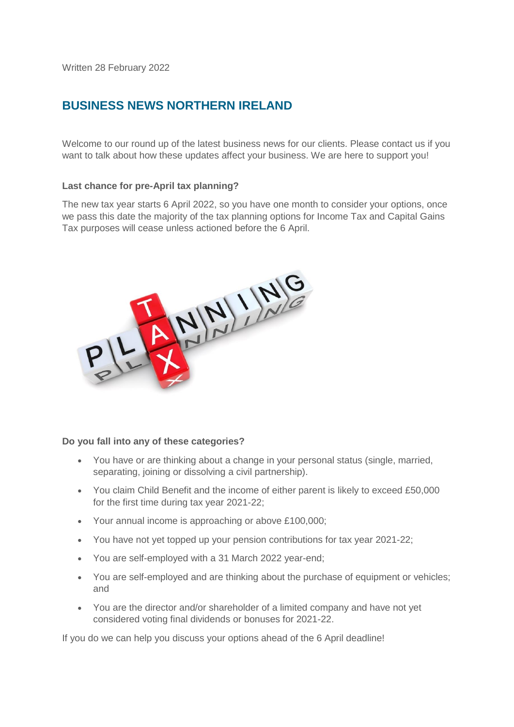Written 28 February 2022

## BUSINESS NEWS NORTHERN IRELAND

Welcome to our round up of the latest business news for our clients. Please contact us if you want to talk about how these updates affect your business. We are here to support you!

**Last chance for pre-April tax planning?**

The new tax year starts 6 April 2022, so you have one month to consider your options, once we pass this date the majority of the tax planning options for Income Tax and Capital Gains Tax purposes will cease unless actioned before the 6 April.

**Do you fall into any of these categories?**

- You have or are thinking about a change in your personal status (single, married, separating, joining or dissolving a civil partnership).
- You claim Child Benefit and the income of either parent is likely to exceed £50,000 for the first time during tax year 2021-22;
- Your annual income is approaching or above £100,000;
- You have not yet topped up your pension contributions for tax year 2021-22;
- You are self-employed with a 31 March 2022 year-end;
- You are self-employed and are thinking about the purchase of equipment or vehicles; and
- You are the director and/or shareholder of a limited company and have not yet considered voting final dividends or bonuses for 2021-22.

If you do we can help you discuss your options ahead of the 6 April deadline!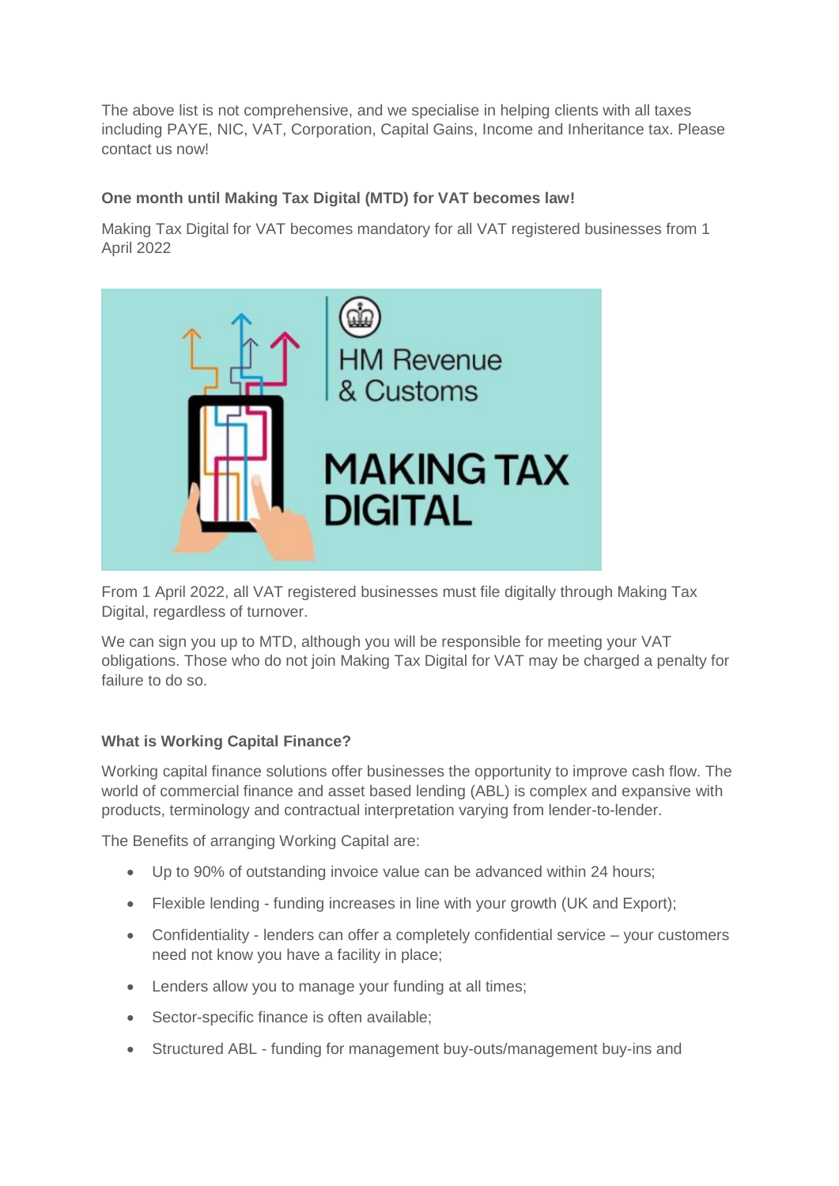The above list is not comprehensive, and we specialise in helping clients with all taxes including PAYE, NIC, VAT, Corporation, Capital Gains, Income and Inheritance tax. Please contact us now!

**One month until Making Tax Digital (MTD) for VAT becomes law!**

Making Tax Digital for VAT becomes mandatory for all VAT registered businesses from 1 April 2022

From 1 April 2022, all VAT registered businesses must file digitally through Making Tax Digital, regardless of turnover.

We can sign you up to MTD, although you will be responsible for meeting your VAT obligations. Those who do not join Making Tax Digital for VAT may be charged a penalty for failure to do so.

**What is Working Capital Finance?**

Working capital finance solutions offer businesses the opportunity to improve cash flow. The world of commercial finance and asset based lending (ABL) is complex and expansive with products, terminology and contractual interpretation varying from lender-to-lender.

The Benefits of arranging Working Capital are:

- Up to 90% of outstanding invoice value can be advanced within 24 hours;
- Flexible lending - funding increases in line with your growth (UK and Export);
- Confidentiality - lenders can offer a completely confidential service – your customers need not know you have a facility in place;
- Lenders allow you to manage your funding at all times;
- Sector-specific finance is often available;
- Structured ABL - funding for management buy-outs/management buy-ins and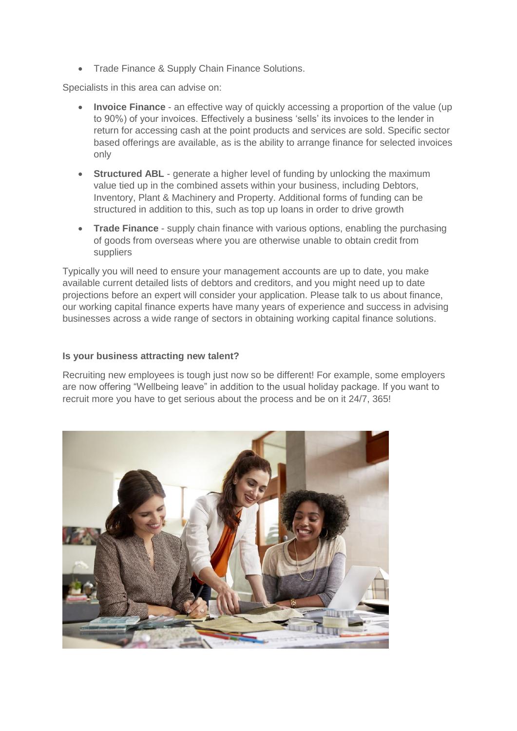- Trade Finance & Supply Chain Finance Solutions.

Specialists in this area can advise on:

- **Invoice Finance** - an effective way of quickly accessing a proportion of the value (up to 90%) of your invoices. Effectively a business 'sells' its invoices to the lender in return for accessing cash at the point products and services are sold. Specific sector based offerings are available, as is the ability to arrange finance for selected invoices only
- **Structured ABL** - generate a higher level of funding by unlocking the maximum value tied up in the combined assets within your business, including Debtors, Inventory, Plant & Machinery and Property. Additional forms of funding can be structured in addition to this, such as top up loans in order to drive growth
- **Trade Finance** - supply chain finance with various options, enabling the purchasing of goods from overseas where you are otherwise unable to obtain credit from suppliers

Typically you will need to ensure your management accounts are up to date, you make available current detailed lists of debtors and creditors, and you might need up to date projections before an expert will consider your application. Please talk to us about finance, our working capital finance experts have many years of experience and success in advising businesses across a wide range of sectors in obtaining working capital finance solutions.

**Is your business attracting new talent?**

Recruiting new employees is tough just now so be different! For example, some employers are now offering "Wellbeing leave" in addition to the usual holiday package. If you want to recruit more you have to get serious about the process and be on it 24/7, 365!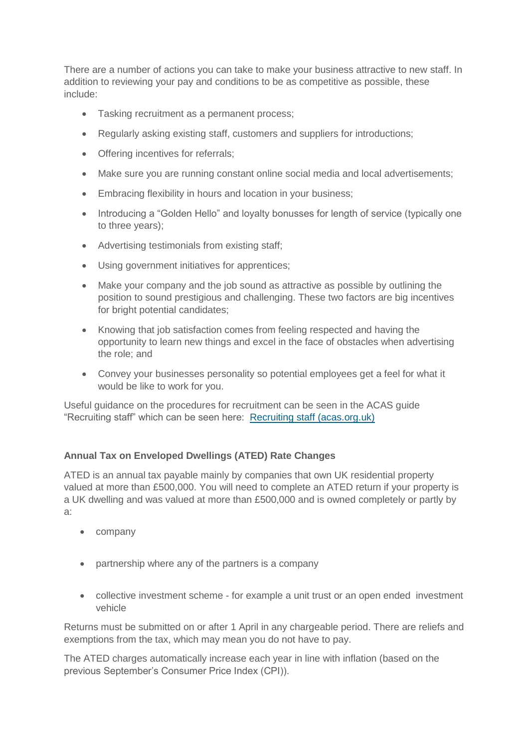There are a number of actions you can take to make your business attractive to new staff. In addition to reviewing your pay and conditions to be as competitive as possible, these include:

- Tasking recruitment as a permanent process;
- Regularly asking existing staff, customers and suppliers for introductions;
- Offering incentives for referrals;
- Make sure you are running constant online social media and local advertisements;
- Embracing flexibility in hours and location in your business;
- Introducing a "Golden Hello" and loyalty bonusses for length of service (typically one to three years);
- Advertising testimonials from existing staff;
- Using government initiatives for apprentices;
- Make your company and the job sound as attractive as possible by outlining the position to sound prestigious and challenging. These two factors are big incentives for bright potential candidates;
- Knowing that job satisfaction comes from feeling respected and having the opportunity to learn new things and excel in the face of obstacles when advertising the role; and
- Convey your businesses personality so potential employees get a feel for what it would be like to work for you.

Useful guidance on the procedures for recruitment can be seen in the ACAS guide "Recruiting staff" which can be seen here: [Recruiting staff (acas.org.uk)](https://www.acas.org.uk)

**Annual Tax on Enveloped Dwellings (ATED) Rate Changes**

ATED is an annual tax payable mainly by companies that own UK residential property valued at more than £500,000. You will need to complete an ATED return if your property is a UK dwelling and was valued at more than £500,000 and is owned completely or partly by a:

- company
- partnership where any of the partners is a company
- collective investment scheme - for example a unit trust or an open ended investment vehicle

Returns must be submitted on or after 1 April in any chargeable period. There are reliefs and exemptions from the tax, which may mean you do not have to pay.

The ATED charges automatically increase each year in line with inflation (based on the previous September's Consumer Price Index (CPI)).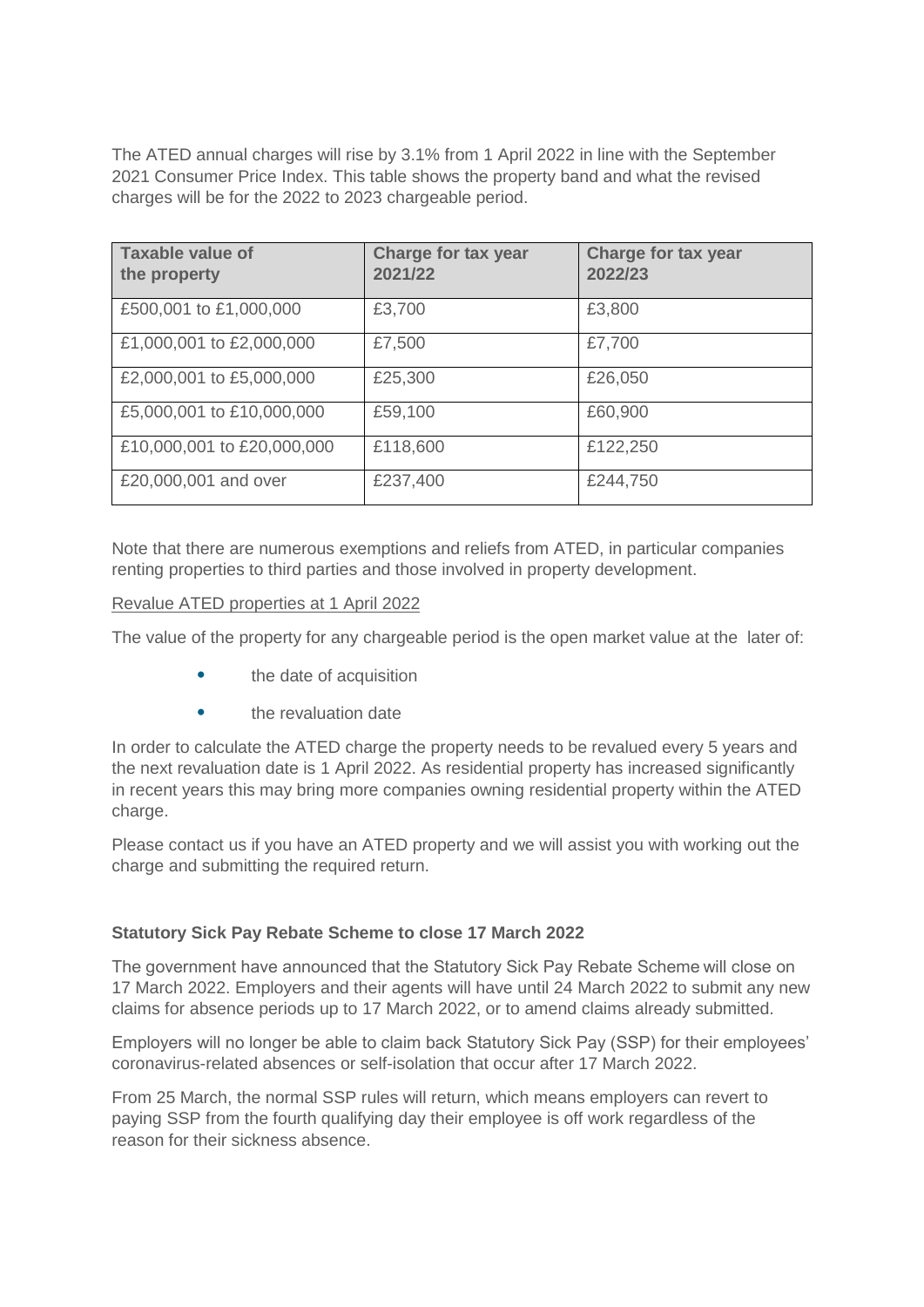The ATED annual charges will rise by 3.1% from 1 April 2022 in line with the September 2021 Consumer Price Index. This table shows the property band and what the revised charges will be for the 2022 to 2023 chargeable period.

| Taxable value of the property | Charge for tax year 2021/22 | Charge for tax year 2022/23 |
| --- | --- | --- |
| £500,001 to £1,000,000 | £3,700 | £3,800 |
| £1,000,001 to £2,000,000 | £7,500 | £7,700 |
| £2,000,001 to £5,000,000 | £25,300 | £26,050 |
| £5,000,001 to £10,000,000 | £59,100 | £60,900 |
| £10,000,001 to £20,000,000 | £118,600 | £122,250 |
| £20,000,001 and over | £237,400 | £244,750 |

Note that there are numerous exemptions and reliefs from ATED, in particular companies renting properties to third parties and those involved in property development.

Revalue ATED properties at 1 April 2022

The value of the property for any chargeable period is the open market value at the later of:

- the date of acquisition
- the revaluation date

In order to calculate the ATED charge the property needs to be revalued every 5 years and the next revaluation date is 1 April 2022. As residential property has increased significantly in recent years this may bring more companies owning residential property within the ATED charge.

Please contact us if you have an ATED property and we will assist you with working out the charge and submitting the required return.

### Statutory Sick Pay Rebate Scheme to close 17 March 2022

The government have announced that the Statutory Sick Pay Rebate Scheme will close on 17 March 2022. Employers and their agents will have until 24 March 2022 to submit any new claims for absence periods up to 17 March 2022, or to amend claims already submitted.

Employers will no longer be able to claim back Statutory Sick Pay (SSP) for their employees' coronavirus-related absences or self-isolation that occur after 17 March 2022.

From 25 March, the normal SSP rules will return, which means employers can revert to paying SSP from the fourth qualifying day their employee is off work regardless of the reason for their sickness absence.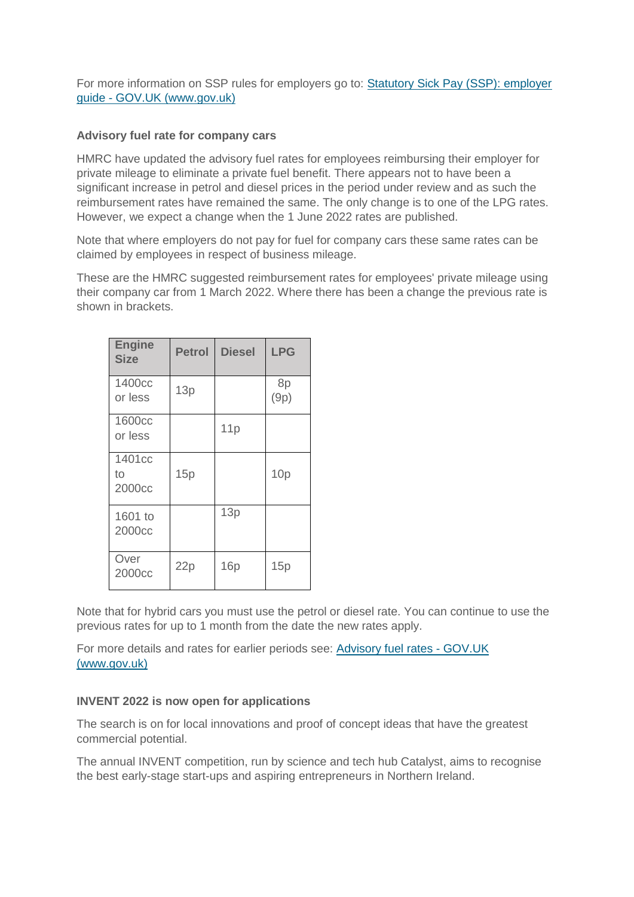For more information on SSP rules for employers go to: [Statutory Sick Pay (SSP): employer guide - GOV.UK (www.gov.uk)]

**Advisory fuel rate for company cars**

HMRC have updated the advisory fuel rates for employees reimbursing their employer for private mileage to eliminate a private fuel benefit. There appears not to have been a significant increase in petrol and diesel prices in the period under review and as such the reimbursement rates have remained the same. The only change is to one of the LPG rates. However, we expect a change when the 1 June 2022 rates are published.

Note that where employers do not pay for fuel for company cars these same rates can be claimed by employees in respect of business mileage.

These are the HMRC suggested reimbursement rates for employees' private mileage using their company car from 1 March 2022. Where there has been a change the previous rate is shown in brackets.

| Engine Size | Petrol | Diesel | LPG |
|---|---|---|---|
| 1400cc or less | 13p | | 8p (9p) |
| 1600cc or less | | 11p | |
| 1401cc to 2000cc | 15p | | 10p |
| 1601 to 2000cc | | 13p | |
| Over 2000cc | 22p | 16p | 15p |

Note that for hybrid cars you must use the petrol or diesel rate. You can continue to use the previous rates for up to 1 month from the date the new rates apply.

For more details and rates for earlier periods see: [Advisory fuel rates - GOV.UK (www.gov.uk)]

**INVENT 2022 is now open for applications**

The search is on for local innovations and proof of concept ideas that have the greatest commercial potential.

The annual INVENT competition, run by science and tech hub Catalyst, aims to recognise the best early-stage start-ups and aspiring entrepreneurs in Northern Ireland.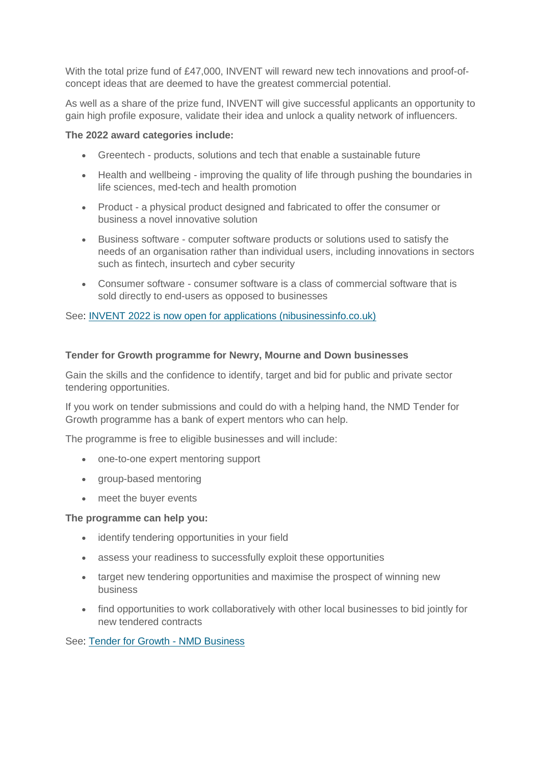With the total prize fund of £47,000, INVENT will reward new tech innovations and proof-of-concept ideas that are deemed to have the greatest commercial potential.

As well as a share of the prize fund, INVENT will give successful applicants an opportunity to gain high profile exposure, validate their idea and unlock a quality network of influencers.

**The 2022 award categories include:**

- Greentech - products, solutions and tech that enable a sustainable future
- Health and wellbeing - improving the quality of life through pushing the boundaries in life sciences, med-tech and health promotion
- Product - a physical product designed and fabricated to offer the consumer or business a novel innovative solution
- Business software - computer software products or solutions used to satisfy the needs of an organisation rather than individual users, including innovations in sectors such as fintech, insurtech and cyber security
- Consumer software - consumer software is a class of commercial software that is sold directly to end-users as opposed to businesses

See: INVENT 2022 is now open for applications (nibusinessinfo.co.uk)

**Tender for Growth programme for Newry, Mourne and Down businesses**

Gain the skills and the confidence to identify, target and bid for public and private sector tendering opportunities.

If you work on tender submissions and could do with a helping hand, the NMD Tender for Growth programme has a bank of expert mentors who can help.

The programme is free to eligible businesses and will include:

- one-to-one expert mentoring support
- group-based mentoring
- meet the buyer events

**The programme can help you:**

- identify tendering opportunities in your field
- assess your readiness to successfully exploit these opportunities
- target new tendering opportunities and maximise the prospect of winning new business
- find opportunities to work collaboratively with other local businesses to bid jointly for new tendered contracts

See: Tender for Growth - NMD Business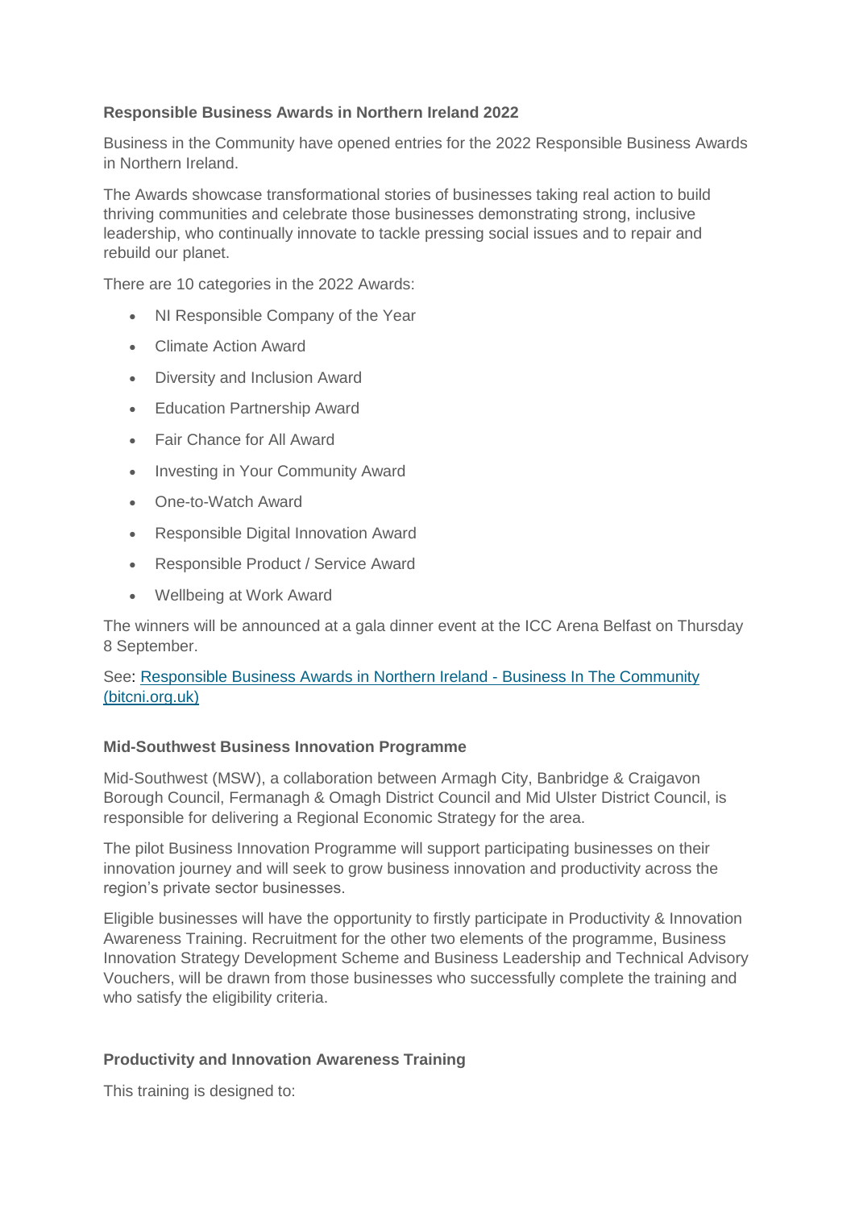**Responsible Business Awards in Northern Ireland 2022**

Business in the Community have opened entries for the 2022 Responsible Business Awards in Northern Ireland.

The Awards showcase transformational stories of businesses taking real action to build thriving communities and celebrate those businesses demonstrating strong, inclusive leadership, who continually innovate to tackle pressing social issues and to repair and rebuild our planet.

There are 10 categories in the 2022 Awards:

- NI Responsible Company of the Year
- Climate Action Award
- Diversity and Inclusion Award
- Education Partnership Award
- Fair Chance for All Award
- Investing in Your Community Award
- One-to-Watch Award
- Responsible Digital Innovation Award
- Responsible Product / Service Award
- Wellbeing at Work Award

The winners will be announced at a gala dinner event at the ICC Arena Belfast on Thursday 8 September.

See: [Responsible Business Awards in Northern Ireland - Business In The Community (bitcni.org.uk)](bitcni.org.uk)

**Mid-Southwest Business Innovation Programme**

Mid-Southwest (MSW), a collaboration between Armagh City, Banbridge & Craigavon Borough Council, Fermanagh & Omagh District Council and Mid Ulster District Council, is responsible for delivering a Regional Economic Strategy for the area.

The pilot Business Innovation Programme will support participating businesses on their innovation journey and will seek to grow business innovation and productivity across the region's private sector businesses.

Eligible businesses will have the opportunity to firstly participate in Productivity & Innovation Awareness Training. Recruitment for the other two elements of the programme, Business Innovation Strategy Development Scheme and Business Leadership and Technical Advisory Vouchers, will be drawn from those businesses who successfully complete the training and who satisfy the eligibility criteria.

**Productivity and Innovation Awareness Training**

This training is designed to: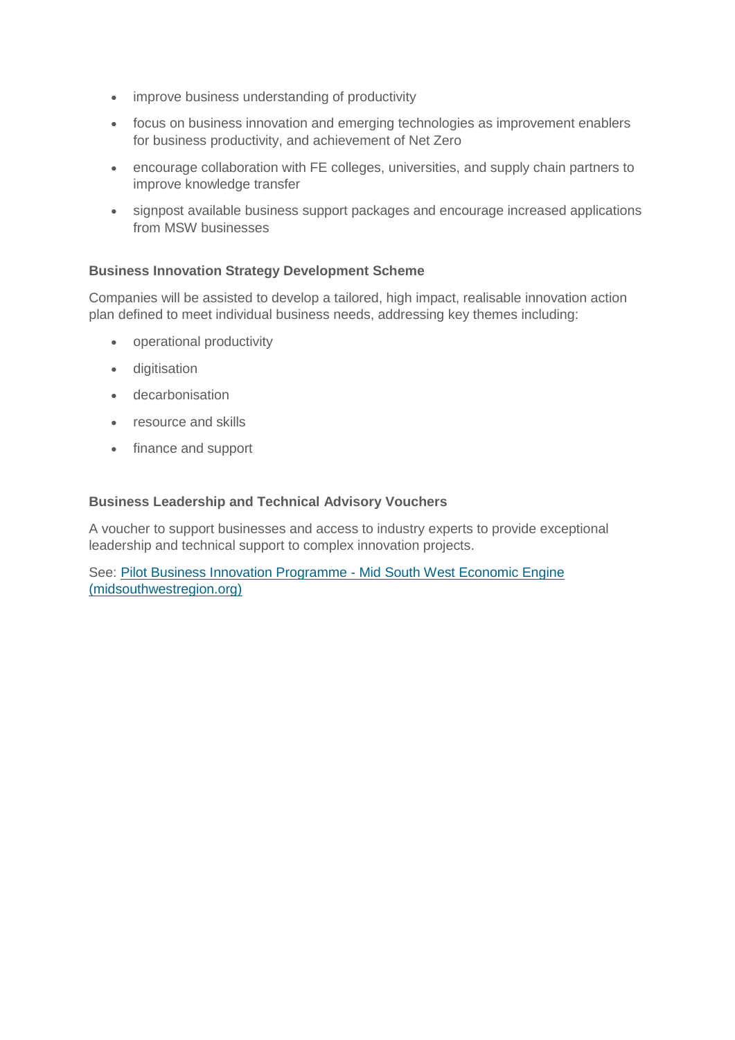- improve business understanding of productivity
- focus on business innovation and emerging technologies as improvement enablers for business productivity, and achievement of Net Zero
- encourage collaboration with FE colleges, universities, and supply chain partners to improve knowledge transfer
- signpost available business support packages and encourage increased applications from MSW businesses

**Business Innovation Strategy Development Scheme**

Companies will be assisted to develop a tailored, high impact, realisable innovation action plan defined to meet individual business needs, addressing key themes including:

- operational productivity
- digitisation
- decarbonisation
- resource and skills
- finance and support

**Business Leadership and Technical Advisory Vouchers**

A voucher to support businesses and access to industry experts to provide exceptional leadership and technical support to complex innovation projects.

See: Pilot Business Innovation Programme - Mid South West Economic Engine (midsouthwestregion.org)